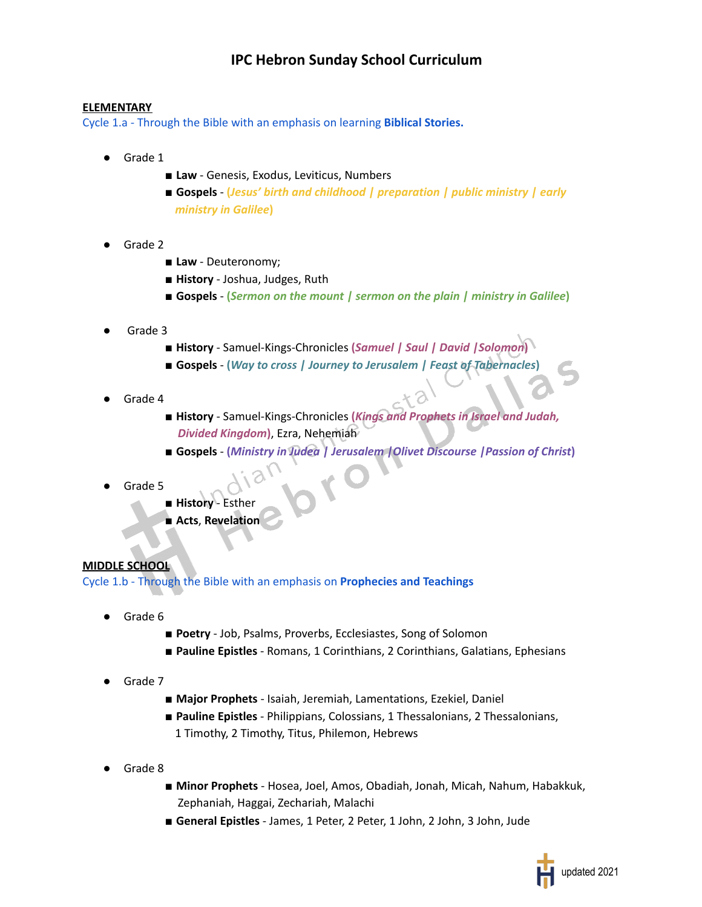# IPC Hebron Sunday School Curriculum

**ELEMENTARY**

Cycle 1.a - Through the Bible with an emphasis on learning **Biblical Stories.**

- Grade 1
  - **Law** - Genesis, Exodus, Leviticus, Numbers
  - **Gospels** - ***(Jesus' birth and childhood | preparation | public ministry | early ministry in Galilee)***

- Grade 2
  - **Law** - Deuteronomy;
  - **History** - Joshua, Judges, Ruth
  - **Gospels** - ***(Sermon on the mount | sermon on the plain | ministry in Galilee)***

- Grade 3
  - **History** - Samuel-Kings-Chronicles ***(Samuel | Saul | David |Solomon)***
  - **Gospels** - ***(Way to cross | Journey to Jerusalem | Feast of Tabernacles)***

- Grade 4
  - **History** - Samuel-Kings-Chronicles ***(Kings and Prophets in Israel and Judah, Divided Kingdom)***, Ezra, Nehemiah
  - **Gospels** - ***(Ministry in Judea | Jerusalem |Olivet Discourse |Passion of Christ)***

- Grade 5
  - **History** - Esther
  - **Acts**, **Revelation**

**MIDDLE SCHOOL**

Cycle 1.b - Through the Bible with an emphasis on **Prophecies and Teachings**

- Grade 6
  - **Poetry** - Job, Psalms, Proverbs, Ecclesiastes, Song of Solomon
  - **Pauline Epistles** - Romans, 1 Corinthians, 2 Corinthians, Galatians, Ephesians

- Grade 7
  - **Major Prophets** - Isaiah, Jeremiah, Lamentations, Ezekiel, Daniel
  - **Pauline Epistles** - Philippians, Colossians, 1 Thessalonians, 2 Thessalonians, 1 Timothy, 2 Timothy, Titus, Philemon, Hebrews

- Grade 8
  - **Minor Prophets** - Hosea, Joel, Amos, Obadiah, Jonah, Micah, Nahum, Habakkuk, Zephaniah, Haggai, Zechariah, Malachi
  - **General Epistles** - James, 1 Peter, 2 Peter, 1 John, 2 John, 3 John, Jude

updated 2021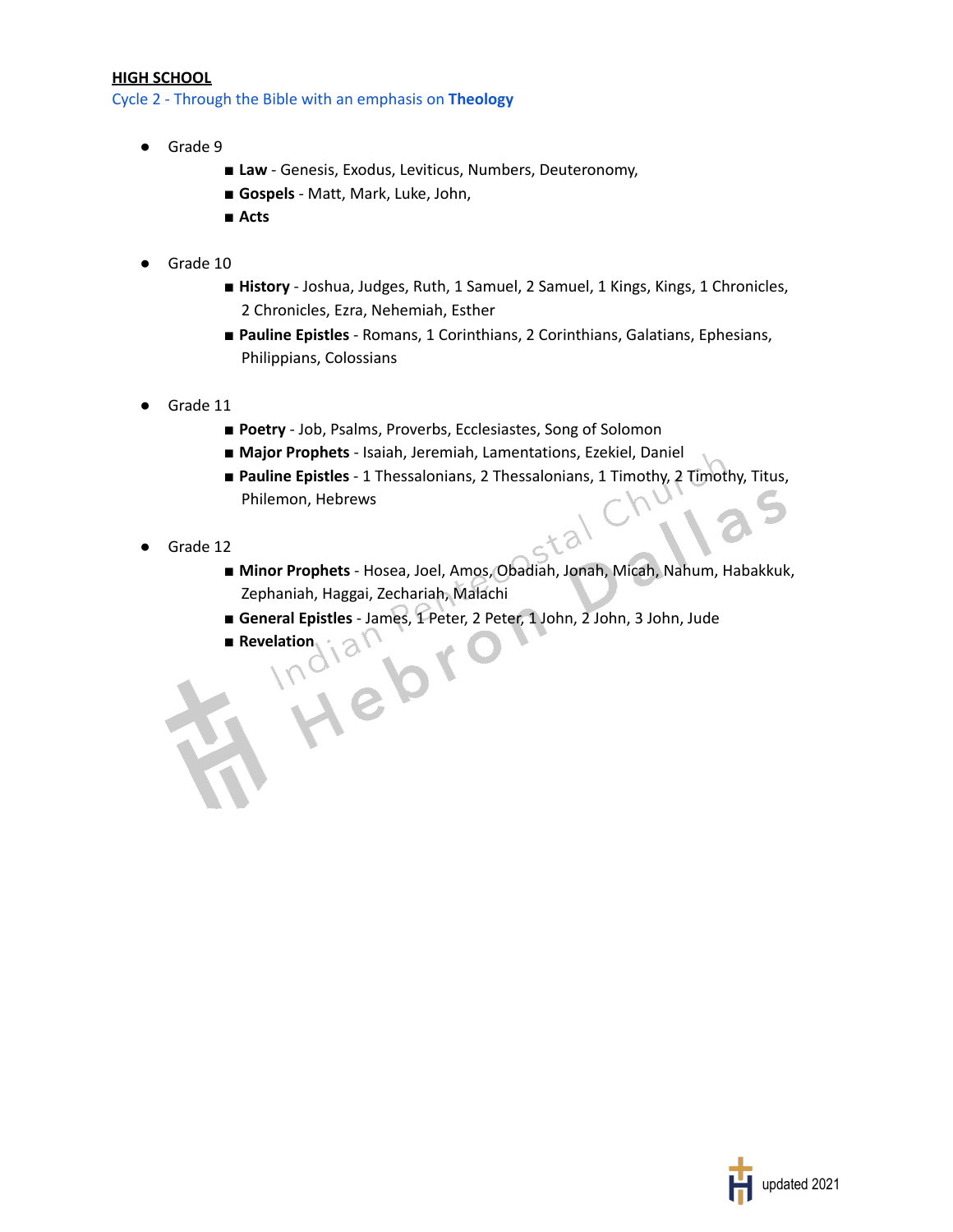**HIGH SCHOOL**

Cycle 2 - Through the Bible with an emphasis on **Theology**

- Grade 9
  - **Law** - Genesis, Exodus, Leviticus, Numbers, Deuteronomy,
  - **Gospels** - Matt, Mark, Luke, John,
  - **Acts**
- Grade 10
  - **History** - Joshua, Judges, Ruth, 1 Samuel, 2 Samuel, 1 Kings, Kings, 1 Chronicles, 2 Chronicles, Ezra, Nehemiah, Esther
  - **Pauline Epistles** - Romans, 1 Corinthians, 2 Corinthians, Galatians, Ephesians, Philippians, Colossians
- Grade 11
  - **Poetry** - Job, Psalms, Proverbs, Ecclesiastes, Song of Solomon
  - **Major Prophets** - Isaiah, Jeremiah, Lamentations, Ezekiel, Daniel
  - **Pauline Epistles** - 1 Thessalonians, 2 Thessalonians, 1 Timothy, 2 Timothy, Titus, Philemon, Hebrews
- Grade 12
  - **Minor Prophets** - Hosea, Joel, Amos, Obadiah, Jonah, Micah, Nahum, Habakkuk, Zephaniah, Haggai, Zechariah, Malachi
  - **General Epistles** - James, 1 Peter, 2 Peter, 1 John, 2 John, 3 John, Jude
  - **Revelation**

updated 2021